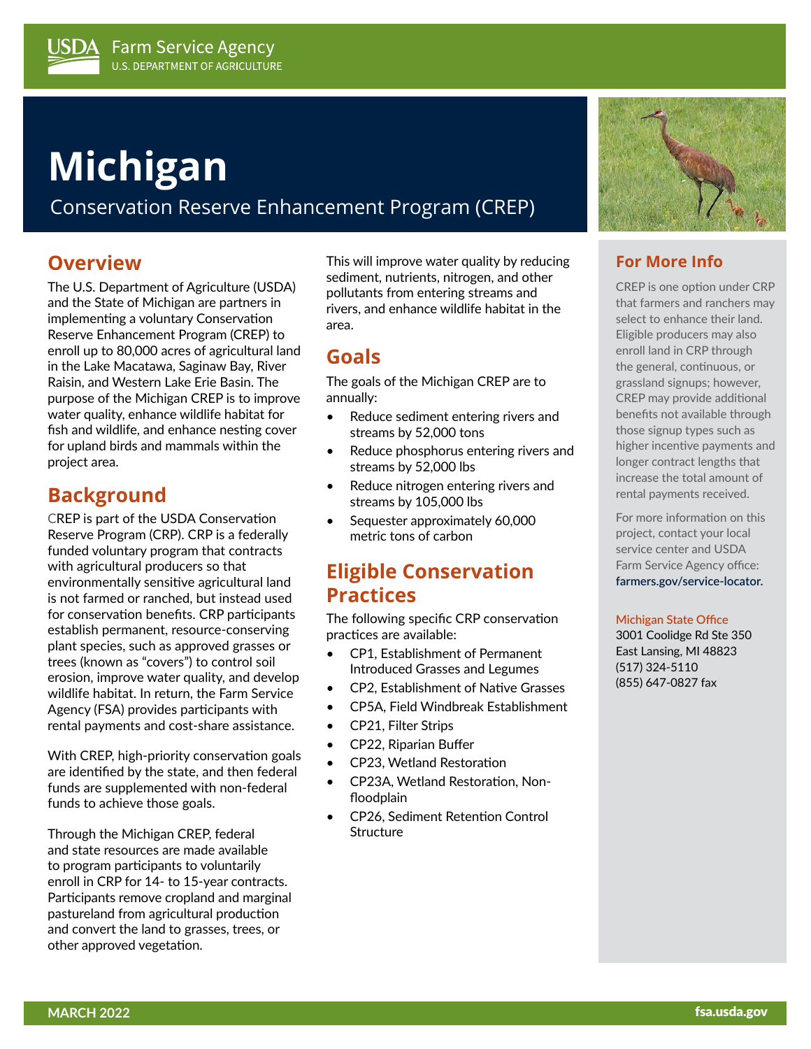USDA Farm Service Agency
U.S. DEPARTMENT OF AGRICULTURE

# Michigan

Conservation Reserve Enhancement Program (CREP)

## Overview

The U.S. Department of Agriculture (USDA) and the State of Michigan are partners in implementing a voluntary Conservation Reserve Enhancement Program (CREP) to enroll up to 80,000 acres of agricultural land in the Lake Macatawa, Saginaw Bay, River Raisin, and Western Lake Erie Basin. The purpose of the Michigan CREP is to improve water quality, enhance wildlife habitat for fish and wildlife, and enhance nesting cover for upland birds and mammals within the project area.

## Background

CREP is part of the USDA Conservation Reserve Program (CRP). CRP is a federally funded voluntary program that contracts with agricultural producers so that environmentally sensitive agricultural land is not farmed or ranched, but instead used for conservation benefits. CRP participants establish permanent, resource-conserving plant species, such as approved grasses or trees (known as "covers") to control soil erosion, improve water quality, and develop wildlife habitat. In return, the Farm Service Agency (FSA) provides participants with rental payments and cost-share assistance.

With CREP, high-priority conservation goals are identified by the state, and then federal funds are supplemented with non-federal funds to achieve those goals.

Through the Michigan CREP, federal and state resources are made available to program participants to voluntarily enroll in CRP for 14- to 15-year contracts. Participants remove cropland and marginal pastureland from agricultural production and convert the land to grasses, trees, or other approved vegetation.

This will improve water quality by reducing sediment, nutrients, nitrogen, and other pollutants from entering streams and rivers, and enhance wildlife habitat in the area.

## Goals

The goals of the Michigan CREP are to annually:

- Reduce sediment entering rivers and streams by 52,000 tons
- Reduce phosphorus entering rivers and streams by 52,000 lbs
- Reduce nitrogen entering rivers and streams by 105,000 lbs
- Sequester approximately 60,000 metric tons of carbon

## Eligible Conservation Practices

The following specific CRP conservation practices are available:

- CP1, Establishment of Permanent Introduced Grasses and Legumes
- CP2, Establishment of Native Grasses
- CP5A, Field Windbreak Establishment
- CP21, Filter Strips
- CP22, Riparian Buffer
- CP23, Wetland Restoration
- CP23A, Wetland Restoration, Non-floodplain
- CP26, Sediment Retention Control Structure

## For More Info

CREP is one option under CRP that farmers and ranchers may select to enhance their land. Eligible producers may also enroll land in CRP through the general, continuous, or grassland signups; however, CREP may provide additional benefits not available through those signup types such as higher incentive payments and longer contract lengths that increase the total amount of rental payments received.

For more information on this project, contact your local service center and USDA Farm Service Agency office: farmers.gov/service-locator.

**Michigan State Office**
3001 Coolidge Rd Ste 350
East Lansing, MI 48823
(517) 324-5110
(855) 647-0827 fax

MARCH 2022

fsa.usda.gov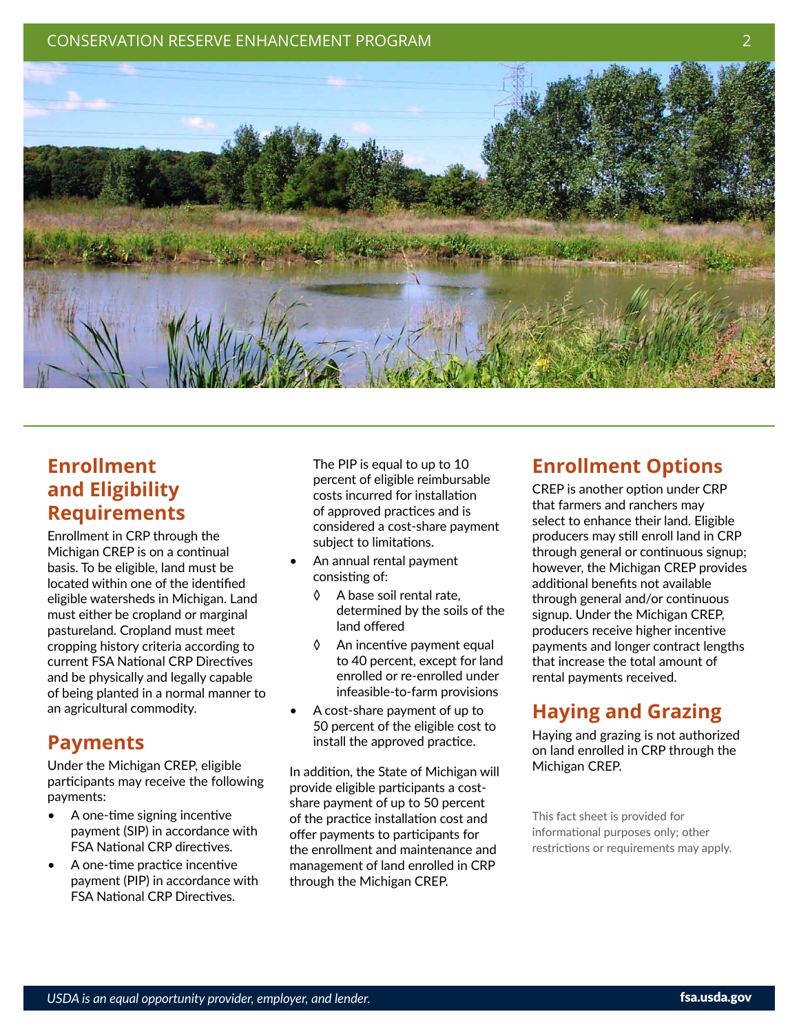## Enrollment and Eligibility Requirements

Enrollment in CRP through the Michigan CREP is on a continual basis. To be eligible, land must be located within one of the identified eligible watersheds in Michigan. Land must either be cropland or marginal pastureland. Cropland must meet cropping history criteria according to current FSA National CRP Directives and be physically and legally capable of being planted in a normal manner to an agricultural commodity.

## Payments

Under the Michigan CREP, eligible participants may receive the following payments:

- A one-time signing incentive payment (SIP) in accordance with FSA National CRP directives.
- A one-time practice incentive payment (PIP) in accordance with FSA National CRP Directives.

  The PIP is equal to up to 10 percent of eligible reimbursable costs incurred for installation of approved practices and is considered a cost-share payment subject to limitations.
- An annual rental payment consisting of:
  - ◊ A base soil rental rate, determined by the soils of the land offered
  - ◊ An incentive payment equal to 40 percent, except for land enrolled or re-enrolled under infeasible-to-farm provisions
- A cost-share payment of up to 50 percent of the eligible cost to install the approved practice.

In addition, the State of Michigan will provide eligible participants a cost-share payment of up to 50 percent of the practice installation cost and offer payments to participants for the enrollment and maintenance and management of land enrolled in CRP through the Michigan CREP.

## Enrollment Options

CREP is another option under CRP that farmers and ranchers may select to enhance their land. Eligible producers may still enroll land in CRP through general or continuous signup; however, the Michigan CREP provides additional benefits not available through general and/or continuous signup. Under the Michigan CREP, producers receive higher incentive payments and longer contract lengths that increase the total amount of rental payments received.

## Haying and Grazing

Haying and grazing is not authorized on land enrolled in CRP through the Michigan CREP.

This fact sheet is provided for informational purposes only; other restrictions or requirements may apply.